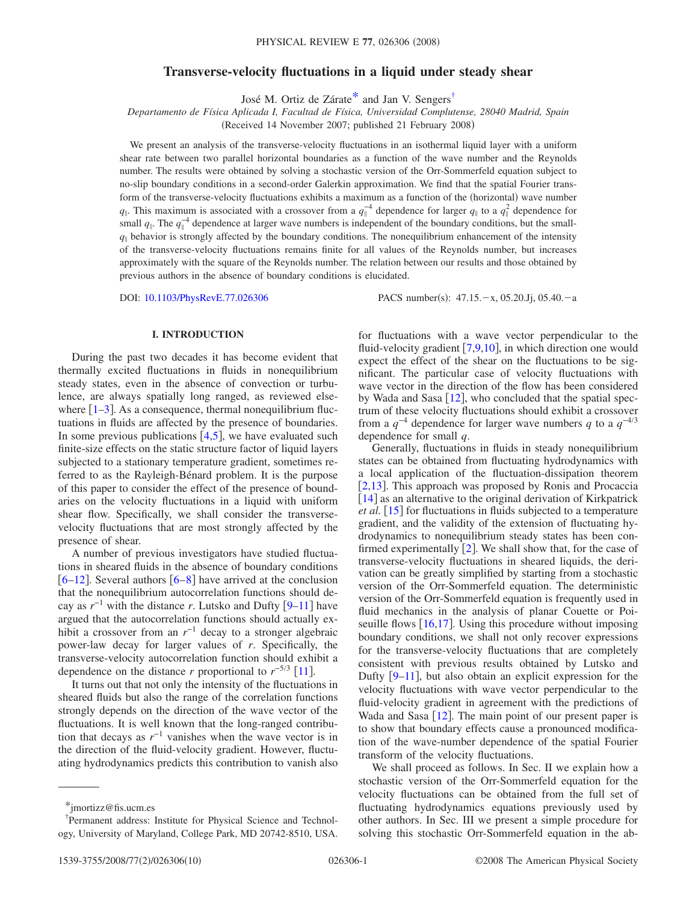# Transverse-velocity fluctuations in a liquid under steady shear

José M. Ortiz de Zárate* and Jan V. Sengers†

*Departamento de Física Aplicada I, Facultad de Física, Universidad Complutense, 28040 Madrid, Spain*

(Received 14 November 2007; published 21 February 2008)

We present an analysis of the transverse-velocity fluctuations in an isothermal liquid layer with a uniform shear rate between two parallel horizontal boundaries as a function of the wave number and the Reynolds number. The results were obtained by solving a stochastic version of the Orr-Sommerfeld equation subject to no-slip boundary conditions in a second-order Galerkin approximation. We find that the spatial Fourier transform of the transverse-velocity fluctuations exhibits a maximum as a function of the (horizontal) wave number $q_{\parallel}$. This maximum is associated with a crossover from a $q_{\parallel}^{-4}$ dependence for larger $q_{\parallel}$ to a $q_{\parallel}^{2}$ dependence for small $q_{\parallel}$. The $q_{\parallel}^{-4}$ dependence at larger wave numbers is independent of the boundary conditions, but the small-$q_{\parallel}$ behavior is strongly affected by the boundary conditions. The nonequilibrium enhancement of the intensity of the transverse-velocity fluctuations remains finite for all values of the Reynolds number, but increases approximately with the square of the Reynolds number. The relation between our results and those obtained by previous authors in the absence of boundary conditions is elucidated.

DOI: 10.1103/PhysRevE.77.026306 PACS number(s): 47.15.−x, 05.20.Jj, 05.40.−a

## I. INTRODUCTION

During the past two decades it has become evident that thermally excited fluctuations in fluids in nonequilibrium steady states, even in the absence of convection or turbulence, are always spatially long ranged, as reviewed elsewhere [1–3]. As a consequence, thermal nonequilibrium fluctuations in fluids are affected by the presence of boundaries. In some previous publications [4,5], we have evaluated such finite-size effects on the static structure factor of liquid layers subjected to a stationary temperature gradient, sometimes referred to as the Rayleigh-Bénard problem. It is the purpose of this paper to consider the effect of the presence of boundaries on the velocity fluctuations in a liquid with uniform shear flow. Specifically, we shall consider the transverse-velocity fluctuations that are most strongly affected by the presence of shear.

A number of previous investigators have studied fluctuations in sheared fluids in the absence of boundary conditions [6–12]. Several authors [6–8] have arrived at the conclusion that the nonequilibrium autocorrelation functions should decay as $r^{-1}$ with the distance $r$. Lutsko and Dufty [9–11] have argued that the autocorrelation functions should actually exhibit a crossover from an $r^{-1}$ decay to a stronger algebraic power-law decay for larger values of $r$. Specifically, the transverse-velocity autocorrelation function should exhibit a dependence on the distance $r$ proportional to $r^{-5/3}$ [11].

It turns out that not only the intensity of the fluctuations in sheared fluids but also the range of the correlation functions strongly depends on the direction of the wave vector of the fluctuations. It is well known that the long-ranged contribution that decays as $r^{-1}$ vanishes when the wave vector is in the direction of the fluid-velocity gradient. However, fluctuating hydrodynamics predicts this contribution to vanish also for fluctuations with a wave vector perpendicular to the fluid-velocity gradient [7,9,10], in which direction one would expect the effect of the shear on the fluctuations to be significant. The particular case of velocity fluctuations with wave vector in the direction of the flow has been considered by Wada and Sasa [12], who concluded that the spatial spectrum of these velocity fluctuations should exhibit a crossover from a $q^{-4}$ dependence for larger wave numbers $q$ to a $q^{-4/3}$ dependence for small $q$.

Generally, fluctuations in fluids in steady nonequilibrium states can be obtained from fluctuating hydrodynamics with a local application of the fluctuation-dissipation theorem [2,13]. This approach was proposed by Ronis and Procaccia [14] as an alternative to the original derivation of Kirkpatrick *et al.* [15] for fluctuations in fluids subjected to a temperature gradient, and the validity of the extension of fluctuating hydrodynamics to nonequilibrium steady states has been confirmed experimentally [2]. We shall show that, for the case of transverse-velocity fluctuations in sheared liquids, the derivation can be greatly simplified by starting from a stochastic version of the Orr-Sommerfeld equation. The deterministic version of the Orr-Sommerfeld equation is frequently used in fluid mechanics in the analysis of planar Couette or Poiseuille flows [16,17]. Using this procedure without imposing boundary conditions, we shall not only recover expressions for the transverse-velocity fluctuations that are completely consistent with previous results obtained by Lutsko and Dufty [9–11], but also obtain an explicit expression for the velocity fluctuations with wave vector perpendicular to the fluid-velocity gradient in agreement with the predictions of Wada and Sasa [12]. The main point of our present paper is to show that boundary effects cause a pronounced modification of the wave-number dependence of the spatial Fourier transform of the velocity fluctuations.

We shall proceed as follows. In Sec. II we explain how a stochastic version of the Orr-Sommerfeld equation for the velocity fluctuations can be obtained from the full set of fluctuating hydrodynamics equations previously used by other authors. In Sec. III we present a simple procedure for solving this stochastic Orr-Sommerfeld equation in the ab-

*jmortizz@fis.ucm.es

†Permanent address: Institute for Physical Science and Technology, University of Maryland, College Park, MD 20742-8510, USA.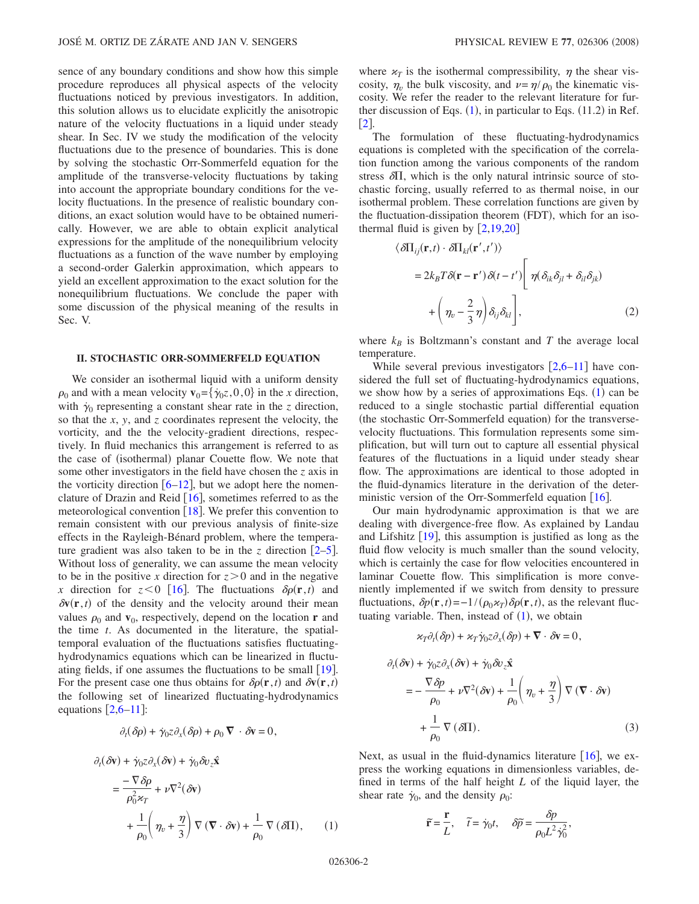sence of any boundary conditions and show how this simple procedure reproduces all physical aspects of the velocity fluctuations noticed by previous investigators. In addition, this solution allows us to elucidate explicitly the anisotropic nature of the velocity fluctuations in a liquid under steady shear. In Sec. IV we study the modification of the velocity fluctuations due to the presence of boundaries. This is done by solving the stochastic Orr-Sommerfeld equation for the amplitude of the transverse-velocity fluctuations by taking into account the appropriate boundary conditions for the velocity fluctuations. In the presence of realistic boundary conditions, an exact solution would have to be obtained numerically. However, we are able to obtain explicit analytical expressions for the amplitude of the nonequilibrium velocity fluctuations as a function of the wave number by employing a second-order Galerkin approximation, which appears to yield an excellent approximation to the exact solution for the nonequilibrium fluctuations. We conclude the paper with some discussion of the physical meaning of the results in Sec. V.

## II. STOCHASTIC ORR-SOMMERFELD EQUATION

We consider an isothermal liquid with a uniform density $\rho_0$ and with a mean velocity $\mathbf{v}_0=\{\dot{\gamma}_0 z,0,0\}$ in the $x$ direction, with $\dot{\gamma}_0$ representing a constant shear rate in the $z$ direction, so that the $x$, $y$, and $z$ coordinates represent the velocity, the vorticity, and the the velocity-gradient directions, respectively. In fluid mechanics this arrangement is referred to as the case of (isothermal) planar Couette flow. We note that some other investigators in the field have chosen the $z$ axis in the vorticity direction [6–12], but we adopt here the nomenclature of Drazin and Reid [16], sometimes referred to as the meteorological convention [18]. We prefer this convention to remain consistent with our previous analysis of finite-size effects in the Rayleigh-Bénard problem, where the temperature gradient was also taken to be in the $z$ direction [2–5]. Without loss of generality, we can assume the mean velocity to be in the positive $x$ direction for $z>0$ and in the negative $x$ direction for $z<0$ [16]. The fluctuations $\delta\rho(\mathbf{r},t)$ and $\delta\mathbf{v}(\mathbf{r},t)$ of the density and the velocity around their mean values $\rho_0$ and $\mathbf{v}_0$, respectively, depend on the location $\mathbf{r}$ and the time $t$. As documented in the literature, the spatial-temporal evaluation of the fluctuations satisfies fluctuating-hydrodynamics equations which can be linearized in fluctuating fields, if one assumes the fluctuations to be small [19]. For the present case one thus obtains for $\delta\rho(\mathbf{r},t)$ and $\delta\mathbf{v}(\mathbf{r},t)$ the following set of linearized fluctuating-hydrodynamics equations [2,6–11]:

$$
\begin{aligned}
&\partial_t(\delta\rho) + \dot{\gamma}_0 z\partial_x(\delta\rho) + \rho_0 \nabla\cdot\delta\mathbf{v} = 0,\\
&\partial_t(\delta\mathbf{v}) + \dot{\gamma}_0 z\partial_x(\delta\mathbf{v}) + \dot{\gamma}_0 \delta v_z \hat{\mathbf{x}}\\
&\quad = \frac{-\nabla\delta\rho}{\rho_0^2\varkappa_T} + \nu\nabla^2(\delta\mathbf{v})\\
&\qquad + \frac{1}{\rho_0}\left(\eta_v + \frac{\eta}{3}\right)\nabla(\nabla\cdot\delta\mathbf{v}) + \frac{1}{\rho_0}\nabla(\delta\Pi), \qquad (1)
\end{aligned}
$$

where $\varkappa_T$ is the isothermal compressibility, $\eta$ the shear viscosity, $\eta_v$ the bulk viscosity, and $\nu=\eta/\rho_0$ the kinematic viscosity. We refer the reader to the relevant literature for further discussion of Eqs. (1), in particular to Eqs. (11.2) in Ref. [2].

The formulation of these fluctuating-hydrodynamics equations is completed with the specification of the correlation function among the various components of the random stress $\delta\Pi$, which is the only natural intrinsic source of stochastic forcing, usually referred to as thermal noise, in our isothermal problem. These correlation functions are given by the fluctuation-dissipation theorem (FDT), which for an isothermal fluid is given by [2,19,20]

$$
\begin{aligned}
&\langle \delta\Pi_{ij}(\mathbf{r},t)\cdot\delta\Pi_{kl}(\mathbf{r}',t')\rangle\\
&\quad = 2k_BT\delta(\mathbf{r}-\mathbf{r}')\delta(t-t')\Big[\eta(\delta_{ik}\delta_{jl}+\delta_{il}\delta_{jk})\\
&\qquad + \left(\eta_v - \frac{2}{3}\eta\right)\delta_{ij}\delta_{kl}\Big], \qquad (2)
\end{aligned}
$$

where $k_B$ is Boltzmann's constant and $T$ the average local temperature.

While several previous investigators [2,6–11] have considered the full set of fluctuating-hydrodynamics equations, we show how by a series of approximations Eqs. (1) can be reduced to a single stochastic partial differential equation (the stochastic Orr-Sommerfeld equation) for the transverse-velocity fluctuations. This formulation represents some simplification, but will turn out to capture all essential physical features of the fluctuations in a liquid under steady shear flow. The approximations are identical to those adopted in the fluid-dynamics literature in the derivation of the deterministic version of the Orr-Sommerfeld equation [16].

Our main hydrodynamic approximation is that we are dealing with divergence-free flow. As explained by Landau and Lifshitz [19], this assumption is justified as long as the fluid flow velocity is much smaller than the sound velocity, which is certainly the case for flow velocities encountered in laminar Couette flow. This simplification is more conveniently implemented if we switch from density to pressure fluctuations, $\delta p(\mathbf{r},t)=-1/(\rho_0\varkappa_T)\delta\rho(\mathbf{r},t)$, as the relevant fluctuating variable. Then, instead of (1), we obtain

$$
\begin{aligned}
&\varkappa_T\partial_t(\delta p) + \varkappa_T\dot{\gamma}_0 z\partial_x(\delta p) + \nabla\cdot\delta\mathbf{v} = 0,\\
&\partial_t(\delta\mathbf{v}) + \dot{\gamma}_0 z\partial_x(\delta\mathbf{v}) + \dot{\gamma}_0 \delta v_z\hat{\mathbf{x}}\\
&\quad = -\frac{\nabla\delta p}{\rho_0} + \nu\nabla^2(\delta\mathbf{v}) + \frac{1}{\rho_0}\left(\eta_v + \frac{\eta}{3}\right)\nabla(\nabla\cdot\delta\mathbf{v})\\
&\qquad + \frac{1}{\rho_0}\nabla(\delta\Pi). \qquad (3)
\end{aligned}
$$

Next, as usual in the fluid-dynamics literature [16], we express the working equations in dimensionless variables, defined in terms of the half height $L$ of the liquid layer, the shear rate $\dot{\gamma}_0$, and the density $\rho_0$:

$$
\tilde{\mathbf{r}} = \frac{\mathbf{r}}{L}, \quad \tilde{t} = \dot{\gamma}_0 t, \quad \delta\tilde{p} = \frac{\delta p}{\rho_0 L^2\dot{\gamma}_0^2},
$$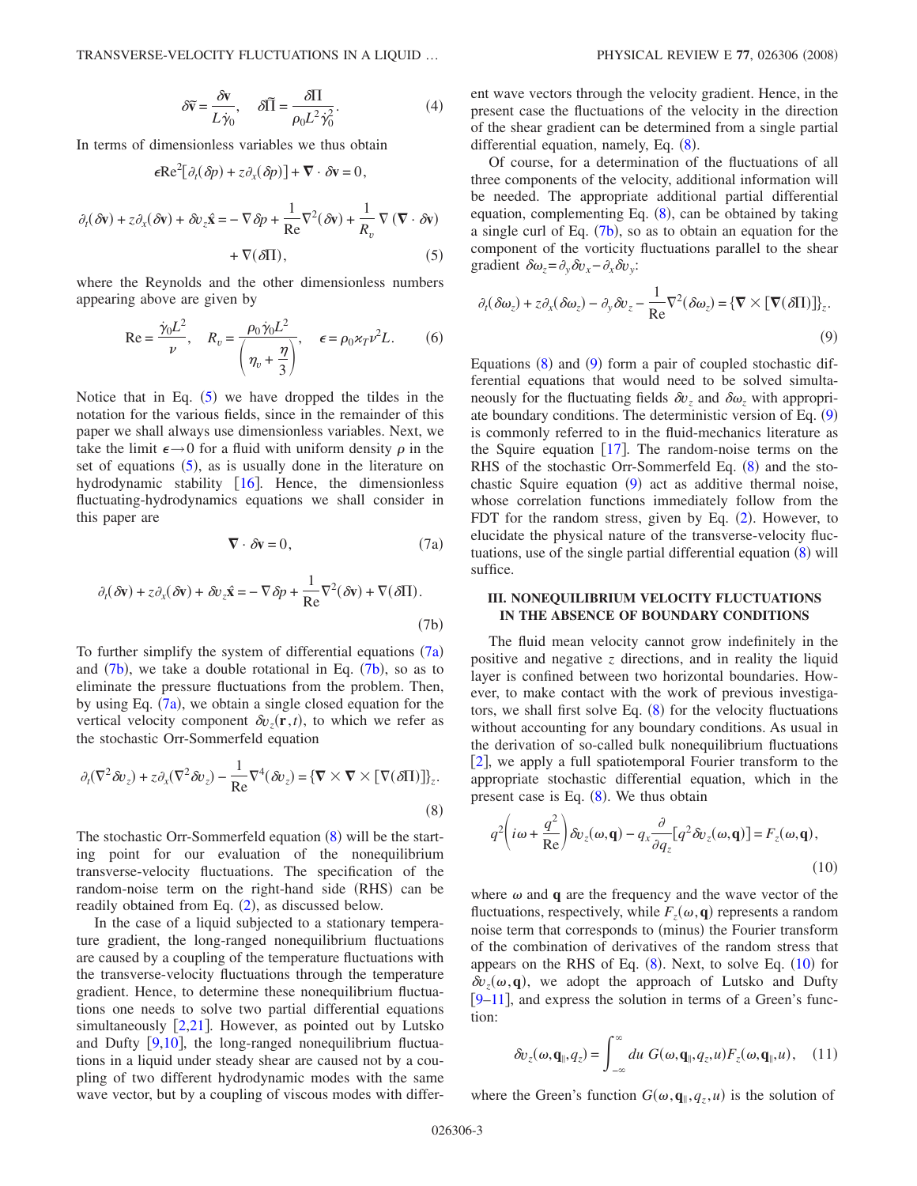$$\delta\tilde{\mathbf{v}} = \frac{\delta\mathbf{v}}{L\dot{\gamma}_0}, \quad \delta\tilde{\Pi} = \frac{\delta\Pi}{\rho_0 L^2 \dot{\gamma}_0^2}. \tag{4}$$

In terms of dimensionless variables we thus obtain

$$\epsilon \mathrm{Re}^2[\partial_t(\delta p) + z\partial_x(\delta p)] + \nabla \cdot \delta\mathbf{v} = 0,$$

$$\partial_t(\delta\mathbf{v}) + z\partial_x(\delta\mathbf{v}) + \delta v_z \hat{\mathbf{x}} = -\nabla\delta p + \frac{1}{\mathrm{Re}}\nabla^2(\delta\mathbf{v}) + \frac{1}{R_v}\nabla(\nabla\cdot\delta\mathbf{v}) + \nabla(\delta\Pi), \tag{5}$$

where the Reynolds and the other dimensionless numbers appearing above are given by

$$\mathrm{Re} = \frac{\dot{\gamma}_0 L^2}{\nu}, \quad R_v = \frac{\rho_0 \dot{\gamma}_0 L^2}{\left(\eta_v + \frac{\eta}{3}\right)}, \quad \epsilon = \rho_0 \varkappa_T \nu^2 L. \tag{6}$$

Notice that in Eq. (5) we have dropped the tildes in the notation for the various fields, since in the remainder of this paper we shall always use dimensionless variables. Next, we take the limit $\epsilon \to 0$ for a fluid with uniform density $\rho$ in the set of equations (5), as is usually done in the literature on hydrodynamic stability [16]. Hence, the dimensionless fluctuating-hydrodynamics equations we shall consider in this paper are

$$\nabla \cdot \delta\mathbf{v} = 0, \tag{7a}$$

$$\partial_t(\delta\mathbf{v}) + z\partial_x(\delta\mathbf{v}) + \delta v_z \hat{\mathbf{x}} = -\nabla\delta p + \frac{1}{\mathrm{Re}}\nabla^2(\delta\mathbf{v}) + \nabla(\delta\Pi). \tag{7b}$$

To further simplify the system of differential equations (7a) and (7b), we take a double rotational in Eq. (7b), so as to eliminate the pressure fluctuations from the problem. Then, by using Eq. (7a), we obtain a single closed equation for the vertical velocity component $\delta v_z(\mathbf{r},t)$, to which we refer as the stochastic Orr-Sommerfeld equation

$$\partial_t(\nabla^2\delta v_z) + z\partial_x(\nabla^2\delta v_z) - \frac{1}{\mathrm{Re}}\nabla^4(\delta v_z) = \{\nabla\times\nabla\times[\nabla(\delta\Pi)]\}_z. \tag{8}$$

The stochastic Orr-Sommerfeld equation (8) will be the starting point for our evaluation of the nonequilibrium transverse-velocity fluctuations. The specification of the random-noise term on the right-hand side (RHS) can be readily obtained from Eq. (2), as discussed below.

In the case of a liquid subjected to a stationary temperature gradient, the long-ranged nonequilibrium fluctuations are caused by a coupling of the temperature fluctuations with the transverse-velocity fluctuations through the temperature gradient. Hence, to determine these nonequilibrium fluctuations one needs to solve two partial differential equations simultaneously [2,21]. However, as pointed out by Lutsko and Dufty [9,10], the long-ranged nonequilibrium fluctuations in a liquid under steady shear are caused not by a coupling of two different hydrodynamic modes with the same wave vector, but by a coupling of viscous modes with different wave vectors through the velocity gradient. Hence, in the present case the fluctuations of the velocity in the direction of the shear gradient can be determined from a single partial differential equation, namely, Eq. (8).

Of course, for a determination of the fluctuations of all three components of the velocity, additional information will be needed. The appropriate additional partial differential equation, complementing Eq. (8), can be obtained by taking a single curl of Eq. (7b), so as to obtain an equation for the component of the vorticity fluctuations parallel to the shear gradient $\delta\omega_z = \partial_y \delta v_x - \partial_x \delta v_y$:

$$\partial_t(\delta\omega_z) + z\partial_x(\delta\omega_z) - \partial_y\delta v_z - \frac{1}{\mathrm{Re}}\nabla^2(\delta\omega_z) = \{\nabla\times[\nabla(\delta\Pi)]\}_z. \tag{9}$$

Equations (8) and (9) form a pair of coupled stochastic differential equations that would need to be solved simultaneously for the fluctuating fields $\delta v_z$ and $\delta\omega_z$ with appropriate boundary conditions. The deterministic version of Eq. (9) is commonly referred to in the fluid-mechanics literature as the Squire equation [17]. The random-noise terms on the RHS of the stochastic Orr-Sommerfeld Eq. (8) and the stochastic Squire equation (9) act as additive thermal noise, whose correlation functions immediately follow from the FDT for the random stress, given by Eq. (2). However, to elucidate the physical nature of the transverse-velocity fluctuations, use of the single partial differential equation (8) will suffice.

## III. NONEQUILIBRIUM VELOCITY FLUCTUATIONS IN THE ABSENCE OF BOUNDARY CONDITIONS

The fluid mean velocity cannot grow indefinitely in the positive and negative $z$ directions, and in reality the liquid layer is confined between two horizontal boundaries. However, to make contact with the work of previous investigators, we shall first solve Eq. (8) for the velocity fluctuations without accounting for any boundary conditions. As usual in the derivation of so-called bulk nonequilibrium fluctuations [2], we apply a full spatiotemporal Fourier transform to the appropriate stochastic differential equation, which in the present case is Eq. (8). We thus obtain

$$q^2\left(i\omega + \frac{q^2}{\mathrm{Re}}\right)\delta v_z(\omega,\mathbf{q}) - q_x\frac{\partial}{\partial q_z}[q^2\delta v_z(\omega,\mathbf{q})] = F_z(\omega,\mathbf{q}), \tag{10}$$

where $\omega$ and $\mathbf{q}$ are the frequency and the wave vector of the fluctuations, respectively, while $F_z(\omega,\mathbf{q})$ represents a random noise term that corresponds to (minus) the Fourier transform of the combination of derivatives of the random stress that appears on the RHS of Eq. (8). Next, to solve Eq. (10) for $\delta v_z(\omega,\mathbf{q})$, we adopt the approach of Lutsko and Dufty [9–11], and express the solution in terms of a Green's function:

$$\delta v_z(\omega,\mathbf{q}_\parallel,q_z) = \int_{-\infty}^{\infty} du\; G(\omega,\mathbf{q}_\parallel,q_z,u)F_z(\omega,\mathbf{q}_\parallel,u), \tag{11}$$

where the Green's function $G(\omega,\mathbf{q}_\parallel,q_z,u)$ is the solution of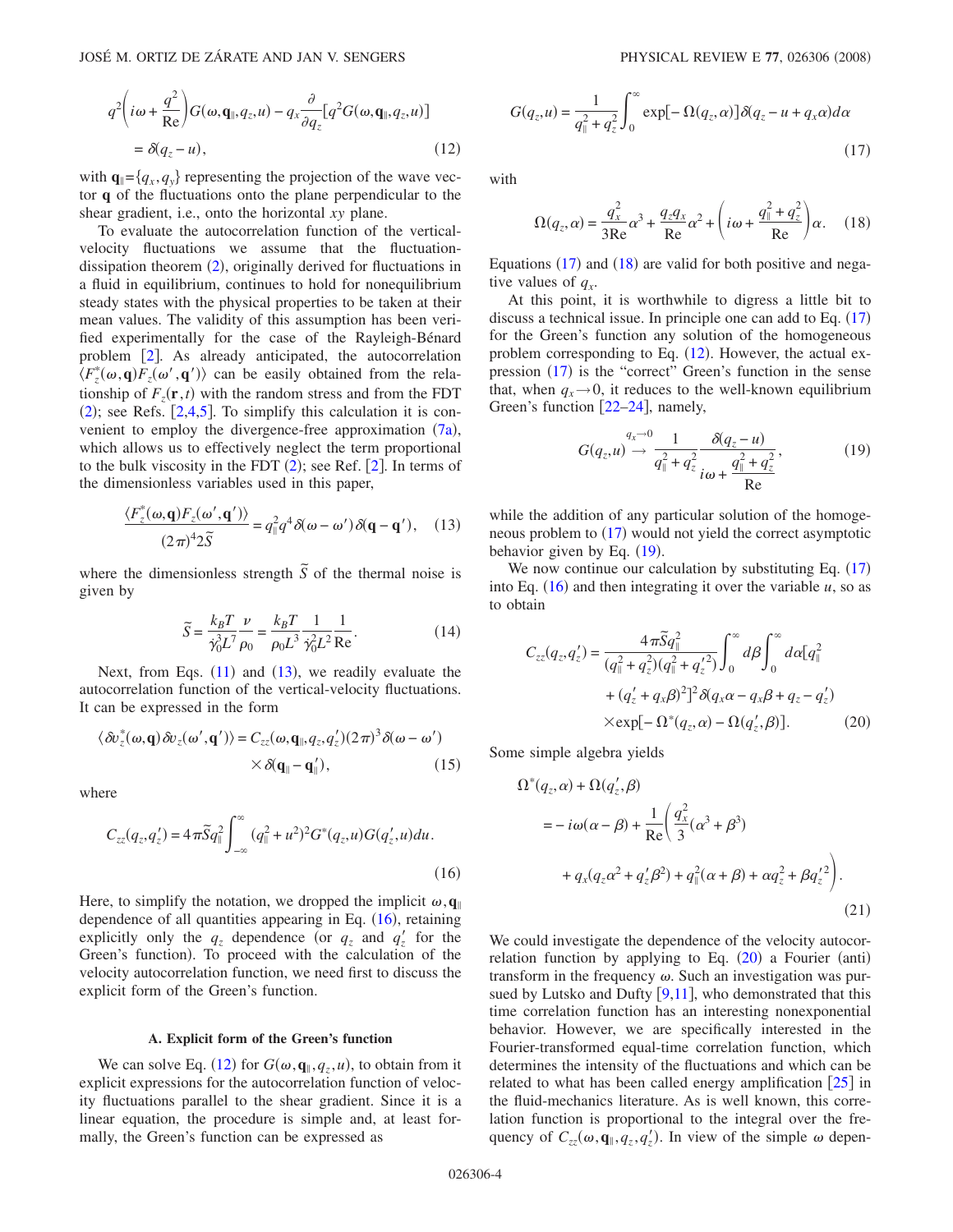$$q^2\left(i\omega + \frac{q^2}{\text{Re}}\right)G(\omega,\mathbf{q}_\parallel,q_z,u) - q_x\frac{\partial}{\partial q_z}[q^2 G(\omega,\mathbf{q}_\parallel,q_z,u)] = \delta(q_z - u), \tag{12}$$

with $\mathbf{q}_\parallel = \{q_x, q_y\}$ representing the projection of the wave vector $\mathbf{q}$ of the fluctuations onto the plane perpendicular to the shear gradient, i.e., onto the horizontal $xy$ plane.

To evaluate the autocorrelation function of the vertical-velocity fluctuations we assume that the fluctuation-dissipation theorem (2), originally derived for fluctuations in a fluid in equilibrium, continues to hold for nonequilibrium steady states with the physical properties to be taken at their mean values. The validity of this assumption has been verified experimentally for the case of the Rayleigh-Bénard problem [2]. As already anticipated, the autocorrelation $\langle F_z^*(\omega,\mathbf{q})F_z(\omega',\mathbf{q}')\rangle$ can be easily obtained from the relationship of $F_z(\mathbf{r},t)$ with the random stress and from the FDT (2); see Refs. [2,4,5]. To simplify this calculation it is convenient to employ the divergence-free approximation (7a), which allows us to effectively neglect the term proportional to the bulk viscosity in the FDT (2); see Ref. [2]. In terms of the dimensionless variables used in this paper,

$$\frac{\langle F_z^*(\omega,\mathbf{q})F_z(\omega',\mathbf{q}')\rangle}{(2\pi)^4 2\tilde{S}} = q_\parallel^2 q^4 \delta(\omega-\omega')\delta(\mathbf{q}-\mathbf{q}'), \tag{13}$$

where the dimensionless strength $\tilde{S}$ of the thermal noise is given by

$$\tilde{S} = \frac{k_B T}{\dot{\gamma}_0^3 L^7}\frac{\nu}{\rho_0} = \frac{k_B T}{\rho_0 L^3}\frac{1}{\dot{\gamma}_0^2 L^2}\frac{1}{\text{Re}}. \tag{14}$$

Next, from Eqs. (11) and (13), we readily evaluate the autocorrelation function of the vertical-velocity fluctuations. It can be expressed in the form

$$\langle \delta v_z^*(\omega,\mathbf{q})\delta v_z(\omega',\mathbf{q}')\rangle = C_{zz}(\omega,\mathbf{q}_\parallel,q_z,q_z')(2\pi)^3\delta(\omega-\omega') \times \delta(\mathbf{q}_\parallel - \mathbf{q}_\parallel'), \tag{15}$$

where

$$C_{zz}(q_z,q_z') = 4\pi\tilde{S}q_\parallel^2\int_{-\infty}^{\infty}(q_\parallel^2+u^2)^2 G^*(q_z,u)G(q_z',u)du. \tag{16}$$

Here, to simplify the notation, we dropped the implicit $\omega,\mathbf{q}_\parallel$ dependence of all quantities appearing in Eq. (16), retaining explicitly only the $q_z$ dependence (or $q_z$ and $q_z'$ for the Green's function). To proceed with the calculation of the velocity autocorrelation function, we need first to discuss the explicit form of the Green's function.

### A. Explicit form of the Green's function

We can solve Eq. (12) for $G(\omega,\mathbf{q}_\parallel,q_z,u)$, to obtain from it explicit expressions for the autocorrelation function of velocity fluctuations parallel to the shear gradient. Since it is a linear equation, the procedure is simple and, at least formally, the Green's function can be expressed as

$$G(q_z,u) = \frac{1}{q_\parallel^2+q_z^2}\int_0^\infty \exp[-\Omega(q_z,\alpha)]\delta(q_z-u+q_x\alpha)d\alpha \tag{17}$$

with

$$\Omega(q_z,\alpha) = \frac{q_x^2}{3\text{Re}}\alpha^3 + \frac{q_z q_x}{\text{Re}}\alpha^2 + \left(i\omega + \frac{q_\parallel^2+q_z^2}{\text{Re}}\right)\alpha. \tag{18}$$

Equations (17) and (18) are valid for both positive and negative values of $q_x$.

At this point, it is worthwhile to digress a little bit to discuss a technical issue. In principle one can add to Eq. (17) for the Green's function any solution of the homogeneous problem corresponding to Eq. (12). However, the actual expression (17) is the "correct" Green's function in the sense that, when $q_x \to 0$, it reduces to the well-known equilibrium Green's function [22–24], namely,

$$G(q_z,u) \overset{q_x\to 0}{\to} \frac{1}{q_\parallel^2+q_z^2}\frac{\delta(q_z-u)}{i\omega + \dfrac{q_\parallel^2+q_z^2}{\text{Re}}}, \tag{19}$$

while the addition of any particular solution of the homogeneous problem to (17) would not yield the correct asymptotic behavior given by Eq. (19).

We now continue our calculation by substituting Eq. (17) into Eq. (16) and then integrating it over the variable $u$, so as to obtain

$$C_{zz}(q_z,q_z') = \frac{4\pi\tilde{S}q_\parallel^2}{(q_\parallel^2+q_z^2)(q_\parallel^2+q_z'^2)}\int_0^\infty d\beta\int_0^\infty d\alpha[q_\parallel^2 + (q_z'+q_x\beta)^2]^2\delta(q_x\alpha - q_x\beta + q_z - q_z') \times\exp[-\Omega^*(q_z,\alpha) - \Omega(q_z',\beta)]. \tag{20}$$

Some simple algebra yields

$$\Omega^*(q_z,\alpha)+\Omega(q_z',\beta) = -i\omega(\alpha-\beta) + \frac{1}{\text{Re}}\left(\frac{q_x^2}{3}(\alpha^3+\beta^3) + q_x(q_z\alpha^2+q_z'\beta^2) + q_\parallel^2(\alpha+\beta) + \alpha q_z^2 + \beta q_z'^2\right). \tag{21}$$

We could investigate the dependence of the velocity autocorrelation function by applying to Eq. (20) a Fourier (anti) transform in the frequency $\omega$. Such an investigation was pursued by Lutsko and Dufty [9,11], who demonstrated that this time correlation function has an interesting nonexponential behavior. However, we are specifically interested in the Fourier-transformed equal-time correlation function, which determines the intensity of the fluctuations and which can be related to what has been called energy amplification [25] in the fluid-mechanics literature. As is well known, this correlation function is proportional to the integral over the frequency of $C_{zz}(\omega,\mathbf{q}_\parallel,q_z,q_z')$. In view of the simple $\omega$ depen-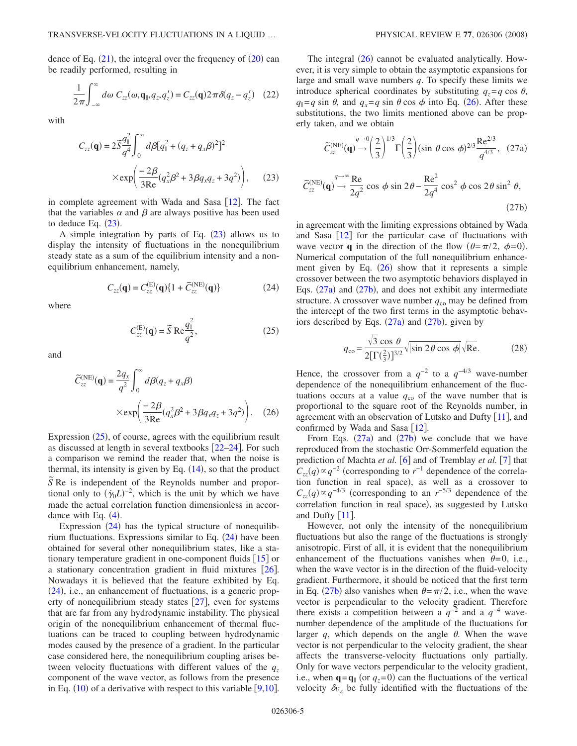dence of Eq. (21), the integral over the frequency of (20) can be readily performed, resulting in

$$\frac{1}{2\pi}\int_{-\infty}^{\infty} d\omega\, C_{zz}(\omega,\mathbf{q}_{\parallel},q_z,q_z') = C_{zz}(\mathbf{q})2\pi\delta(q_z - q_z') \quad (22)$$

with

$$C_{zz}(\mathbf{q}) = 2\tilde{S}\frac{q_{\parallel}^2}{q^4}\int_0^{\infty} d\beta[q_{\parallel}^2 + (q_z + q_x\beta)^2]^2 \times \exp\left(\frac{-2\beta}{3\mathrm{Re}}(q_x^2\beta^2 + 3\beta q_x q_z + 3q^2)\right), \quad (23)$$

in complete agreement with Wada and Sasa [12]. The fact that the variables $\alpha$ and $\beta$ are always positive has been used to deduce Eq. (23).

A simple integration by parts of Eq. (23) allows us to display the intensity of fluctuations in the nonequilibrium steady state as a sum of the equilibrium intensity and a nonequilibrium enhancement, namely,

$$C_{zz}(\mathbf{q}) = C_{zz}^{(\mathrm{E})}(\mathbf{q})\{1 + \tilde{C}_{zz}^{(\mathrm{NE})}(\mathbf{q})\} \quad (24)$$

where

$$C_{zz}^{(\mathrm{E})}(\mathbf{q}) = \tilde{S}\,\mathrm{Re}\frac{q_{\parallel}^2}{q^2}, \quad (25)$$

and

$$\tilde{C}_{zz}^{(\mathrm{NE})}(\mathbf{q}) = \frac{2q_x}{q^2}\int_0^{\infty} d\beta(q_z + q_x\beta) \times \exp\left(\frac{-2\beta}{3\mathrm{Re}}(q_x^2\beta^2 + 3\beta q_x q_z + 3q^2)\right). \quad (26)$$

Expression (25), of course, agrees with the equilibrium result as discussed at length in several textbooks [22–24]. For such a comparison we remind the reader that, when the noise is thermal, its intensity is given by Eq. (14), so that the product $\tilde{S}$ Re is independent of the Reynolds number and proportional only to $(\dot{\gamma}_0 L)^{-2}$, which is the unit by which we have made the actual correlation function dimensionless in accordance with Eq. (4).

Expression (24) has the typical structure of nonequilibrium fluctuations. Expressions similar to Eq. (24) have been obtained for several other nonequilibrium states, like a stationary temperature gradient in one-component fluids [15] or a stationary concentration gradient in fluid mixtures [26]. Nowadays it is believed that the feature exhibited by Eq. (24), i.e., an enhancement of fluctuations, is a generic property of nonequilibrium steady states [27], even for systems that are far from any hydrodynamic instability. The physical origin of the nonequilibrium enhancement of thermal fluctuations can be traced to coupling between hydrodynamic modes caused by the presence of a gradient. In the particular case considered here, the nonequilibrium coupling arises between velocity fluctuations with different values of the $q_z$ component of the wave vector, as follows from the presence in Eq. (10) of a derivative with respect to this variable [9,10].

The integral (26) cannot be evaluated analytically. However, it is very simple to obtain the asymptotic expansions for large and small wave numbers $q$. To specify these limits we introduce spherical coordinates by substituting $q_z = q\cos\theta$, $q_{\parallel} = q\sin\theta$, and $q_x = q\sin\theta\cos\phi$ into Eq. (26). After these substitutions, the two limits mentioned above can be properly taken, and we obtain

$$\tilde{C}_{zz}^{(\mathrm{NE})}(\mathbf{q}) \xrightarrow{q\to 0} \left(\frac{2}{3}\right)^{1/3}\Gamma\left(\frac{2}{3}\right)(\sin\theta\cos\phi)^{2/3}\frac{\mathrm{Re}^{2/3}}{q^{4/3}}, \quad (27\mathrm{a})$$

$$\tilde{C}_{zz}^{(\mathrm{NE})}(\mathbf{q}) \xrightarrow{q\to\infty} \frac{\mathrm{Re}}{2q^2}\cos\phi\sin 2\theta - \frac{\mathrm{Re}^2}{2q^4}\cos^2\phi\cos 2\theta\sin^2\theta, \quad (27\mathrm{b})$$

in agreement with the limiting expressions obtained by Wada and Sasa [12] for the particular case of fluctuations with wave vector $\mathbf{q}$ in the direction of the flow ($\theta=\pi/2$, $\phi=0$). Numerical computation of the full nonequilibrium enhancement given by Eq. (26) show that it represents a simple crossover between the two asymptotic behaviors displayed in Eqs. (27a) and (27b), and does not exhibit any intermediate structure. A crossover wave number $q_{\mathrm{co}}$ may be defined from the intercept of the two first terms in the asymptotic behaviors described by Eqs. (27a) and (27b), given by

$$q_{\mathrm{co}} = \frac{\sqrt{3}\cos\theta}{2[\Gamma(\frac{2}{3})]^{3/2}}\sqrt{|\sin 2\theta\cos\phi|}\sqrt{\mathrm{Re}}. \quad (28)$$

Hence, the crossover from a $q^{-2}$ to a $q^{-4/3}$ wave-number dependence of the nonequilibrium enhancement of the fluctuations occurs at a value $q_{\mathrm{co}}$ of the wave number that is proportional to the square root of the Reynolds number, in agreement with an observation of Lutsko and Dufty [11], and confirmed by Wada and Sasa [12].

From Eqs. (27a) and (27b) we conclude that we have reproduced from the stochastic Orr-Sommerfeld equation the prediction of Machta *et al.* [6] and of Tremblay *et al.* [7] that $C_{zz}(q) \propto q^{-2}$ (corresponding to $r^{-1}$ dependence of the correlation function in real space), as well as a crossover to $C_{zz}(q) \propto q^{-4/3}$ (corresponding to an $r^{-5/3}$ dependence of the correlation function in real space), as suggested by Lutsko and Dufty [11].

However, not only the intensity of the nonequilibrium fluctuations but also the range of the fluctuations is strongly anisotropic. First of all, it is evident that the nonequilibrium enhancement of the fluctuations vanishes when $\theta=0$, i.e., when the wave vector is in the direction of the fluid-velocity gradient. Furthermore, it should be noticed that the first term in Eq. (27b) also vanishes when $\theta=\pi/2$, i.e., when the wave vector is perpendicular to the velocity gradient. Therefore there exists a competition between a $q^{-2}$ and a $q^{-4}$ wave-number dependence of the amplitude of the fluctuations for larger $q$, which depends on the angle $\theta$. When the wave vector is not perpendicular to the velocity gradient, the shear affects the transverse-velocity fluctuations only partially. Only for wave vectors perpendicular to the velocity gradient, i.e., when $\mathbf{q}=\mathbf{q}_{\parallel}$ (or $q_z=0$) can the fluctuations of the vertical velocity $\delta v_z$ be fully identified with the fluctuations of the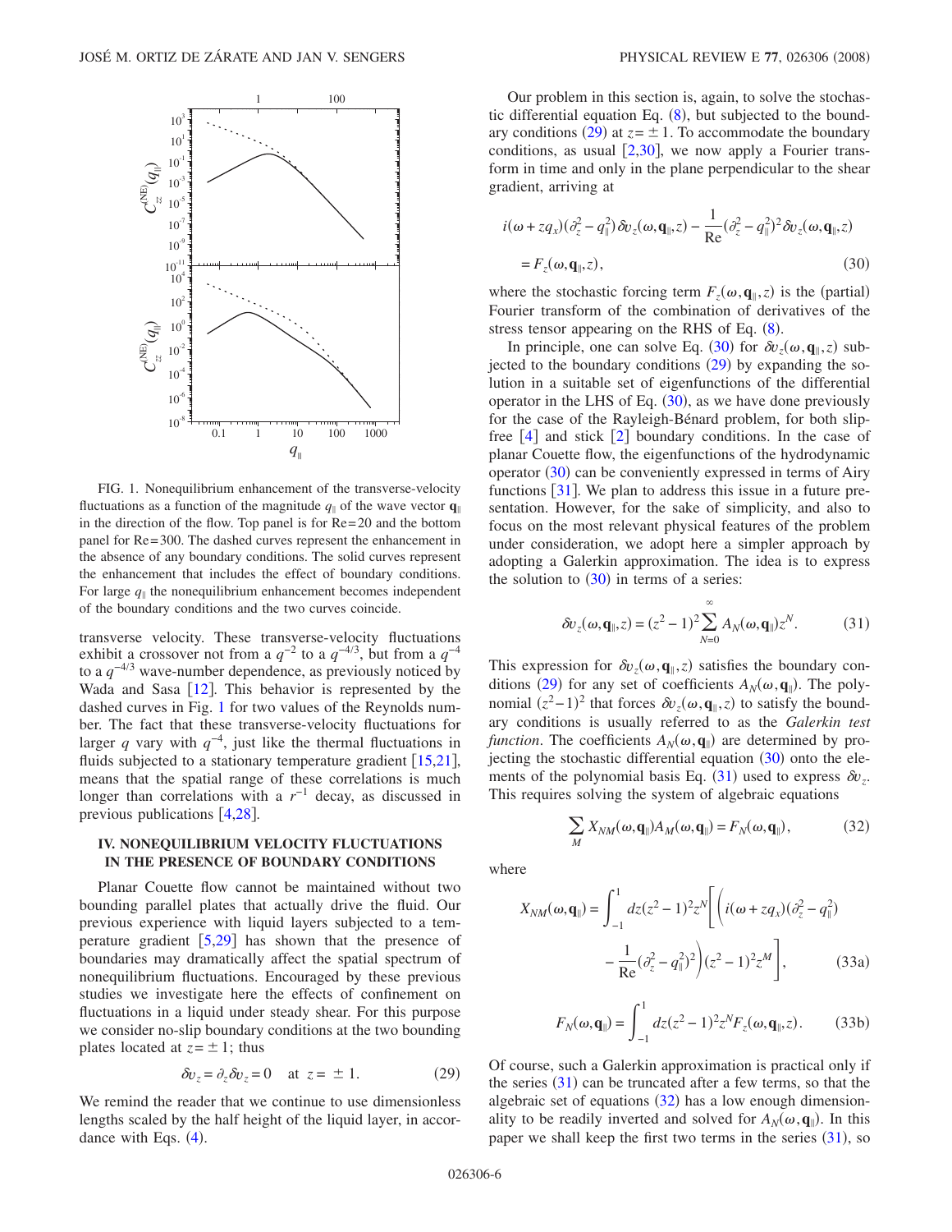FIG. 1. Nonequilibrium enhancement of the transverse-velocity fluctuations as a function of the magnitude $q_\parallel$ of the wave vector $\mathbf{q}_\parallel$ in the direction of the flow. Top panel is for Re=20 and the bottom panel for Re=300. The dashed curves represent the enhancement in the absence of any boundary conditions. The solid curves represent the enhancement that includes the effect of boundary conditions. For large $q_\parallel$ the nonequilibrium enhancement becomes independent of the boundary conditions and the two curves coincide.

transverse velocity. These transverse-velocity fluctuations exhibit a crossover not from a $q^{-2}$ to a $q^{-4/3}$, but from a $q^{-4}$ to a $q^{-4/3}$ wave-number dependence, as previously noticed by Wada and Sasa [12]. This behavior is represented by the dashed curves in Fig. 1 for two values of the Reynolds number. The fact that these transverse-velocity fluctuations for larger $q$ vary with $q^{-4}$, just like the thermal fluctuations in fluids subjected to a stationary temperature gradient [15,21], means that the spatial range of these correlations is much longer than correlations with a $r^{-1}$ decay, as discussed in previous publications [4,28].

## IV. NONEQUILIBRIUM VELOCITY FLUCTUATIONS IN THE PRESENCE OF BOUNDARY CONDITIONS

Planar Couette flow cannot be maintained without two bounding parallel plates that actually drive the fluid. Our previous experience with liquid layers subjected to a temperature gradient [5,29] has shown that the presence of boundaries may dramatically affect the spatial spectrum of nonequilibrium fluctuations. Encouraged by these previous studies we investigate here the effects of confinement on fluctuations in a liquid under steady shear. For this purpose we consider no-slip boundary conditions at the two bounding plates located at $z=\pm 1$; thus

$$\delta v_z = \partial_z \delta v_z = 0 \quad \text{at} \quad z = \pm 1. \tag{29}$$

We remind the reader that we continue to use dimensionless lengths scaled by the half height of the liquid layer, in accordance with Eqs. (4).

Our problem in this section is, again, to solve the stochastic differential equation Eq. (8), but subjected to the boundary conditions (29) at $z=\pm 1$. To accommodate the boundary conditions, as usual [2,30], we now apply a Fourier transform in time and only in the plane perpendicular to the shear gradient, arriving at

$$i(\omega + zq_x)(\partial_z^2 - q_\parallel^2)\delta v_z(\omega,\mathbf{q}_\parallel,z) - \frac{1}{\text{Re}}(\partial_z^2 - q_\parallel^2)^2 \delta v_z(\omega,\mathbf{q}_\parallel,z)$$
$$= F_z(\omega,\mathbf{q}_\parallel,z), \tag{30}$$

where the stochastic forcing term $F_z(\omega,\mathbf{q}_\parallel,z)$ is the (partial) Fourier transform of the combination of derivatives of the stress tensor appearing on the RHS of Eq. (8).

In principle, one can solve Eq. (30) for $\delta v_z(\omega,\mathbf{q}_\parallel,z)$ subjected to the boundary conditions (29) by expanding the solution in a suitable set of eigenfunctions of the differential operator in the LHS of Eq. (30), as we have done previously for the case of the Rayleigh-Bénard problem, for both slip-free [4] and stick [2] boundary conditions. In the case of planar Couette flow, the eigenfunctions of the hydrodynamic operator (30) can be conveniently expressed in terms of Airy functions [31]. We plan to address this issue in a future presentation. However, for the sake of simplicity, and also to focus on the most relevant physical features of the problem under consideration, we adopt here a simpler approach by adopting a Galerkin approximation. The idea is to express the solution to (30) in terms of a series:

$$\delta v_z(\omega,\mathbf{q}_\parallel,z) = (z^2-1)^2 \sum_{N=0}^{\infty} A_N(\omega,\mathbf{q}_\parallel) z^N. \tag{31}$$

This expression for $\delta v_z(\omega,\mathbf{q}_\parallel,z)$ satisfies the boundary conditions (29) for any set of coefficients $A_N(\omega,\mathbf{q}_\parallel)$. The polynomial $(z^2-1)^2$ that forces $\delta v_z(\omega,\mathbf{q}_\parallel,z)$ to satisfy the boundary conditions is usually referred to as the *Galerkin test function*. The coefficients $A_N(\omega,\mathbf{q}_\parallel)$ are determined by projecting the stochastic differential equation (30) onto the elements of the polynomial basis Eq. (31) used to express $\delta v_z$. This requires solving the system of algebraic equations

$$\sum_M X_{NM}(\omega,\mathbf{q}_\parallel) A_M(\omega,\mathbf{q}_\parallel) = F_N(\omega,\mathbf{q}_\parallel), \tag{32}$$

where

$$X_{NM}(\omega,\mathbf{q}_\parallel) = \int_{-1}^{1} dz (z^2-1)^2 z^N \Bigg[ \Bigg( i(\omega + zq_x)(\partial_z^2 - q_\parallel^2)$$
$$- \frac{1}{\text{Re}}(\partial_z^2 - q_\parallel^2)^2 \Bigg)(z^2-1)^2 z^M \Bigg], \tag{33a}$$

$$F_N(\omega,\mathbf{q}_\parallel) = \int_{-1}^{1} dz (z^2-1)^2 z^N F_z(\omega,\mathbf{q}_\parallel,z). \tag{33b}$$

Of course, such a Galerkin approximation is practical only if the series (31) can be truncated after a few terms, so that the algebraic set of equations (32) has a low enough dimensionality to be readily inverted and solved for $A_N(\omega,\mathbf{q}_\parallel)$. In this paper we shall keep the first two terms in the series (31), so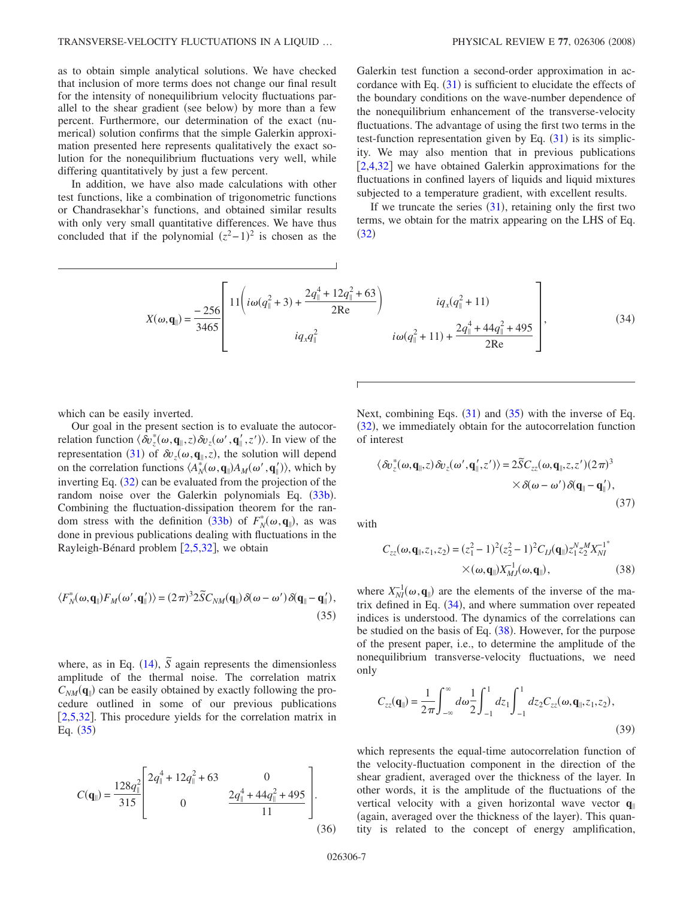as to obtain simple analytical solutions. We have checked that inclusion of more terms does not change our final result for the intensity of nonequilibrium velocity fluctuations parallel to the shear gradient (see below) by more than a few percent. Furthermore, our determination of the exact (numerical) solution confirms that the simple Galerkin approximation presented here represents qualitatively the exact solution for the nonequilibrium fluctuations very well, while differing quantitatively by just a few percent.

In addition, we have also made calculations with other test functions, like a combination of trigonometric functions or Chandrasekhar's functions, and obtained similar results with only very small quantitative differences. We have thus concluded that if the polynomial $(z^2-1)^2$ is chosen as the Galerkin test function a second-order approximation in accordance with Eq. (31) is sufficient to elucidate the effects of the boundary conditions on the wave-number dependence of the nonequilibrium enhancement of the transverse-velocity fluctuations. The advantage of using the first two terms in the test-function representation given by Eq. (31) is its simplicity. We may also mention that in previous publications [2,4,32] we have obtained Galerkin approximations for the fluctuations in confined layers of liquids and liquid mixtures subjected to a temperature gradient, with excellent results.

If we truncate the series (31), retaining only the first two terms, we obtain for the matrix appearing on the LHS of Eq. (32)

$$X(\omega,\mathbf{q}_\parallel)=\frac{-256}{3465}\begin{bmatrix} 11\left(i\omega(q_\parallel^2+3)+\dfrac{2q_\parallel^4+12q_\parallel^2+63}{2\mathrm{Re}}\right) & iq_x(q_\parallel^2+11) \\ iq_xq_\parallel^2 & i\omega(q_\parallel^2+11)+\dfrac{2q_\parallel^4+44q_\parallel^2+495}{2\mathrm{Re}} \end{bmatrix}, \tag{34}$$

which can be easily inverted.

Our goal in the present section is to evaluate the autocorrelation function $\langle \delta v_z^*(\omega,\mathbf{q}_\parallel,z)\delta v_z(\omega',\mathbf{q}_\parallel',z')\rangle$. In view of the representation (31) of $\delta v_z(\omega,\mathbf{q}_\parallel,z)$, the solution will depend on the correlation functions $\langle A_N^*(\omega,\mathbf{q}_\parallel)A_M(\omega',\mathbf{q}_\parallel')\rangle$, which by inverting Eq. (32) can be evaluated from the projection of the random noise over the Galerkin polynomials Eq. (33b). Combining the fluctuation-dissipation theorem for the random stress with the definition (33b) of $F_N^*(\omega,\mathbf{q}_\parallel)$, as was done in previous publications dealing with fluctuations in the Rayleigh-Bénard problem [2,5,32], we obtain

$$\langle F_N^*(\omega,\mathbf{q}_\parallel)F_M(\omega',\mathbf{q}_\parallel')\rangle=(2\pi)^3 2\widetilde{S}C_{NM}(\mathbf{q}_\parallel)\delta(\omega-\omega')\delta(\mathbf{q}_\parallel-\mathbf{q}_\parallel'), \tag{35}$$

where, as in Eq. (14), $\widetilde{S}$ again represents the dimensionless amplitude of the thermal noise. The correlation matrix $C_{NM}(\mathbf{q}_\parallel)$ can be easily obtained by exactly following the procedure outlined in some of our previous publications [2,5,32]. This procedure yields for the correlation matrix in Eq. (35)

$$C(\mathbf{q}_\parallel)=\frac{128q_\parallel^2}{315}\begin{bmatrix} 2q_\parallel^4+12q_\parallel^2+63 & 0 \\ 0 & \dfrac{2q_\parallel^4+44q_\parallel^2+495}{11}\end{bmatrix}. \tag{36}$$

Next, combining Eqs. (31) and (35) with the inverse of Eq. (32), we immediately obtain for the autocorrelation function of interest

$$\langle \delta v_z^*(\omega,\mathbf{q}_\parallel,z)\delta v_z(\omega',\mathbf{q}_\parallel',z')\rangle = 2\widetilde{S}C_{zz}(\omega,\mathbf{q}_\parallel,z,z')(2\pi)^3 \times\delta(\omega-\omega')\delta(\mathbf{q}_\parallel-\mathbf{q}_\parallel'), \tag{37}$$

with

$$C_{zz}(\omega,\mathbf{q}_\parallel,z_1,z_2)=(z_1^2-1)^2(z_2^2-1)^2C_{IJ}(\mathbf{q}_\parallel)z_1^Nz_2^M X_{NI}^{-1^*}(\omega,\mathbf{q}_\parallel)X_{MJ}^{-1}(\omega,\mathbf{q}_\parallel), \tag{38}$$

where $X_{NI}^{-1}(\omega,\mathbf{q}_\parallel)$ are the elements of the inverse of the matrix defined in Eq. (34), and where summation over repeated indices is understood. The dynamics of the correlations can be studied on the basis of Eq. (38). However, for the purpose of the present paper, i.e., to determine the amplitude of the nonequilibrium transverse-velocity fluctuations, we need only

$$C_{zz}(\mathbf{q}_\parallel)=\frac{1}{2\pi}\int_{-\infty}^{\infty}d\omega\frac{1}{2}\int_{-1}^{1}dz_1\int_{-1}^{1}dz_2 C_{zz}(\omega,\mathbf{q}_\parallel,z_1,z_2), \tag{39}$$

which represents the equal-time autocorrelation function of the velocity-fluctuation component in the direction of the shear gradient, averaged over the thickness of the layer. In other words, it is the amplitude of the fluctuations of the vertical velocity with a given horizontal wave vector $\mathbf{q}_\parallel$ (again, averaged over the thickness of the layer). This quantity is related to the concept of energy amplification,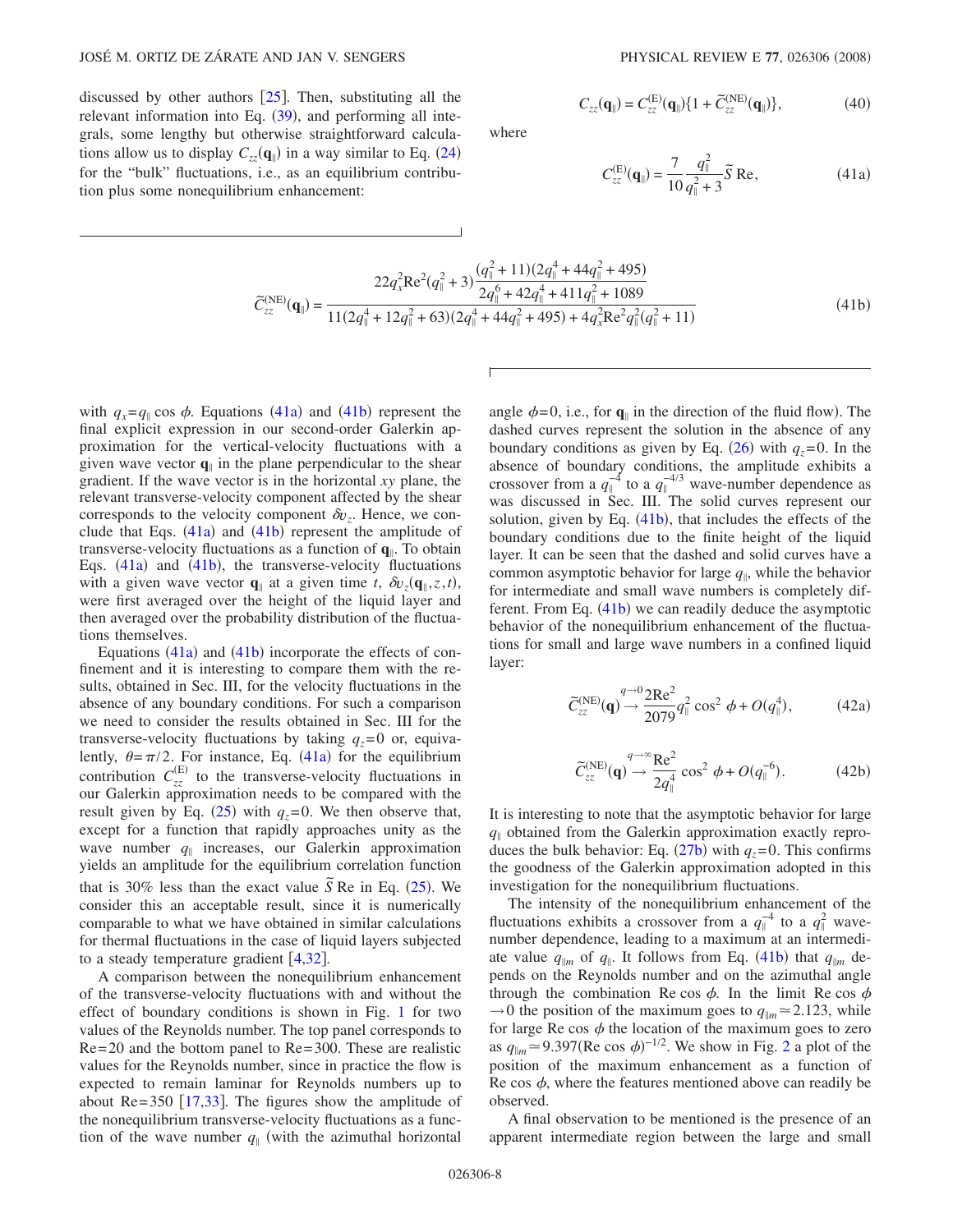discussed by other authors [25]. Then, substituting all the relevant information into Eq. (39), and performing all integrals, some lengthy but otherwise straightforward calculations allow us to display $C_{zz}(\mathbf{q}_\parallel)$ in a way similar to Eq. (24) for the "bulk" fluctuations, i.e., as an equilibrium contribution plus some nonequilibrium enhancement:

$$C_{zz}(\mathbf{q}_\parallel) = C_{zz}^{(\mathrm{E})}(\mathbf{q}_\parallel)\{1 + \widetilde{C}_{zz}^{(\mathrm{NE})}(\mathbf{q}_\parallel)\}, \tag{40}$$

where

$$C_{zz}^{(\mathrm{E})}(\mathbf{q}_\parallel) = \frac{7}{10}\frac{q_\parallel^2}{q_\parallel^2+3}\widetilde{S}\,\mathrm{Re}, \tag{41a}$$

$$\widetilde{C}_{zz}^{(\mathrm{NE})}(\mathbf{q}_\parallel) = \frac{22 q_x^2 \mathrm{Re}^2 (q_\parallel^2+3)\dfrac{(q_\parallel^2+11)(2q_\parallel^4+44q_\parallel^2+495)}{2q_\parallel^6+42q_\parallel^4+411q_\parallel^2+1089}}{11(2q_\parallel^4+12q_\parallel^2+63)(2q_\parallel^4+44q_\parallel^2+495)+4q_x^2\mathrm{Re}^2 q_\parallel^2(q_\parallel^2+11)} \tag{41b}$$

with $q_x = q_\parallel \cos\phi$. Equations (41a) and (41b) represent the final explicit expression in our second-order Galerkin approximation for the vertical-velocity fluctuations with a given wave vector $\mathbf{q}_\parallel$ in the plane perpendicular to the shear gradient. If the wave vector is in the horizontal $xy$ plane, the relevant transverse-velocity component affected by the shear corresponds to the velocity component $\delta v_z$. Hence, we conclude that Eqs. (41a) and (41b) represent the amplitude of transverse-velocity fluctuations as a function of $\mathbf{q}_\parallel$. To obtain Eqs. (41a) and (41b), the transverse-velocity fluctuations with a given wave vector $\mathbf{q}_\parallel$ at a given time $t$, $\delta v_z(\mathbf{q}_\parallel, z, t)$, were first averaged over the height of the liquid layer and then averaged over the probability distribution of the fluctuations themselves.

Equations (41a) and (41b) incorporate the effects of confinement and it is interesting to compare them with the results, obtained in Sec. III, for the velocity fluctuations in the absence of any boundary conditions. For such a comparison we need to consider the results obtained in Sec. III for the transverse-velocity fluctuations by taking $q_z=0$ or, equivalently, $\theta=\pi/2$. For instance, Eq. (41a) for the equilibrium contribution $C_{zz}^{(\mathrm{E})}$ to the transverse-velocity fluctuations in our Galerkin approximation needs to be compared with the result given by Eq. (25) with $q_z=0$. We then observe that, except for a function that rapidly approaches unity as the wave number $q_\parallel$ increases, our Galerkin approximation yields an amplitude for the equilibrium correlation function that is 30% less than the exact value $\widetilde{S}\,\mathrm{Re}$ in Eq. (25). We consider this an acceptable result, since it is numerically comparable to what we have obtained in similar calculations for thermal fluctuations in the case of liquid layers subjected to a steady temperature gradient [4,32].

A comparison between the nonequilibrium enhancement of the transverse-velocity fluctuations with and without the effect of boundary conditions is shown in Fig. 1 for two values of the Reynolds number. The top panel corresponds to Re=20 and the bottom panel to Re=300. These are realistic values for the Reynolds number, since in practice the flow is expected to remain laminar for Reynolds numbers up to about Re=350 [17,33]. The figures show the amplitude of the nonequilibrium transverse-velocity fluctuations as a function of the wave number $q_\parallel$ (with the azimuthal horizontal angle $\phi=0$, i.e., for $\mathbf{q}_\parallel$ in the direction of the fluid flow). The dashed curves represent the solution in the absence of any boundary conditions as given by Eq. (26) with $q_z=0$. In the absence of boundary conditions, the amplitude exhibits a crossover from a $q_\parallel^{-4}$ to a $q_\parallel^{-4/3}$ wave-number dependence as was discussed in Sec. III. The solid curves represent our solution, given by Eq. (41b), that includes the effects of the boundary conditions due to the finite height of the liquid layer. It can be seen that the dashed and solid curves have a common asymptotic behavior for large $q_\parallel$, while the behavior for intermediate and small wave numbers is completely different. From Eq. (41b) we can readily deduce the asymptotic behavior of the nonequilibrium enhancement of the fluctuations for small and large wave numbers in a confined liquid layer:

$$\widetilde{C}_{zz}^{(\mathrm{NE})}(\mathbf{q}) \xrightarrow{q\to 0} \frac{2\mathrm{Re}^2}{2079} q_\parallel^2 \cos^2\phi + O(q_\parallel^4), \tag{42a}$$

$$\widetilde{C}_{zz}^{(\mathrm{NE})}(\mathbf{q}) \xrightarrow{q\to\infty} \frac{\mathrm{Re}^2}{2q_\parallel^4}\cos^2\phi + O(q_\parallel^{-6}). \tag{42b}$$

It is interesting to note that the asymptotic behavior for large $q_\parallel$ obtained from the Galerkin approximation exactly reproduces the bulk behavior: Eq. (27b) with $q_z=0$. This confirms the goodness of the Galerkin approximation adopted in this investigation for the nonequilibrium fluctuations.

The intensity of the nonequilibrium enhancement of the fluctuations exhibits a crossover from a $q_\parallel^{-4}$ to a $q_\parallel^2$ wave-number dependence, leading to a maximum at an intermediate value $q_{\parallel m}$ of $q_\parallel$. It follows from Eq. (41b) that $q_{\parallel m}$ depends on the Reynolds number and on the azimuthal angle through the combination $\mathrm{Re}\cos\phi$. In the limit $\mathrm{Re}\cos\phi \to 0$ the position of the maximum goes to $q_{\parallel m} \simeq 2.123$, while for large $\mathrm{Re}\cos\phi$ the location of the maximum goes to zero as $q_{\parallel m} \simeq 9.397(\mathrm{Re}\cos\phi)^{-1/2}$. We show in Fig. 2 a plot of the position of the maximum enhancement as a function of $\mathrm{Re}\cos\phi$, where the features mentioned above can readily be observed.

A final observation to be mentioned is the presence of an apparent intermediate region between the large and small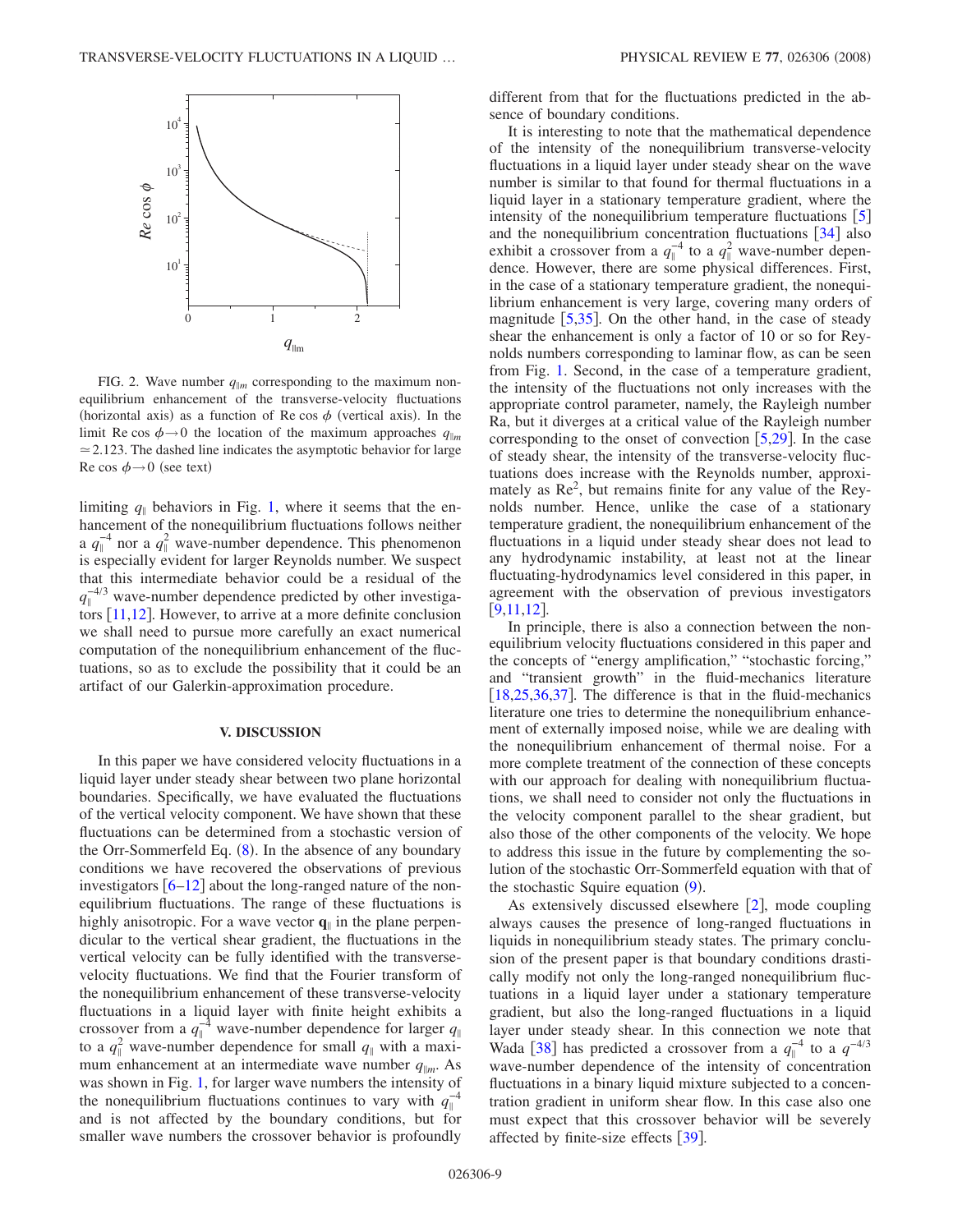FIG. 2. Wave number $q_{\|m}$ corresponding to the maximum nonequilibrium enhancement of the transverse-velocity fluctuations (horizontal axis) as a function of Re $\cos\phi$ (vertical axis). In the limit Re $\cos\phi \to 0$ the location of the maximum approaches $q_{\|m} \simeq 2.123$. The dashed line indicates the asymptotic behavior for large Re $\cos\phi \to 0$ (see text)

limiting $q_\|$ behaviors in Fig. 1, where it seems that the enhancement of the nonequilibrium fluctuations follows neither a $q_\|^{-4}$ nor a $q_\|^{2}$ wave-number dependence. This phenomenon is especially evident for larger Reynolds number. We suspect that this intermediate behavior could be a residual of the $q_\|^{-4/3}$ wave-number dependence predicted by other investigators [11,12]. However, to arrive at a more definite conclusion we shall need to pursue more carefully an exact numerical computation of the nonequilibrium enhancement of the fluctuations, so as to exclude the possibility that it could be an artifact of our Galerkin-approximation procedure.

## V. DISCUSSION

In this paper we have considered velocity fluctuations in a liquid layer under steady shear between two plane horizontal boundaries. Specifically, we have evaluated the fluctuations of the vertical velocity component. We have shown that these fluctuations can be determined from a stochastic version of the Orr-Sommerfeld Eq. (8). In the absence of any boundary conditions we have recovered the observations of previous investigators [6–12] about the long-ranged nature of the nonequilibrium fluctuations. The range of these fluctuations is highly anisotropic. For a wave vector $\mathbf{q}_\|$ in the plane perpendicular to the vertical shear gradient, the fluctuations in the vertical velocity can be fully identified with the transverse-velocity fluctuations. We find that the Fourier transform of the nonequilibrium enhancement of these transverse-velocity fluctuations in a liquid layer with finite height exhibits a crossover from a $q_\|^{-4}$ wave-number dependence for larger $q_\|$ to a $q_\|^{2}$ wave-number dependence for small $q_\|$ with a maximum enhancement at an intermediate wave number $q_{\|m}$. As was shown in Fig. 1, for larger wave numbers the intensity of the nonequilibrium fluctuations continues to vary with $q_\|^{-4}$ and is not affected by the boundary conditions, but for smaller wave numbers the crossover behavior is profoundly different from that for the fluctuations predicted in the absence of boundary conditions.

It is interesting to note that the mathematical dependence of the intensity of the nonequilibrium transverse-velocity fluctuations in a liquid layer under steady shear on the wave number is similar to that found for thermal fluctuations in a liquid layer in a stationary temperature gradient, where the intensity of the nonequilibrium temperature fluctuations [5] and the nonequilibrium concentration fluctuations [34] also exhibit a crossover from a $q_\|^{-4}$ to a $q_\|^{2}$ wave-number dependence. However, there are some physical differences. First, in the case of a stationary temperature gradient, the nonequilibrium enhancement is very large, covering many orders of magnitude [5,35]. On the other hand, in the case of steady shear the enhancement is only a factor of 10 or so for Reynolds numbers corresponding to laminar flow, as can be seen from Fig. 1. Second, in the case of a temperature gradient, the intensity of the fluctuations not only increases with the appropriate control parameter, namely, the Rayleigh number Ra, but it diverges at a critical value of the Rayleigh number corresponding to the onset of convection [5,29]. In the case of steady shear, the intensity of the transverse-velocity fluctuations does increase with the Reynolds number, approximately as $\mathrm{Re}^2$, but remains finite for any value of the Reynolds number. Hence, unlike the case of a stationary temperature gradient, the nonequilibrium enhancement of the fluctuations in a liquid under steady shear does not lead to any hydrodynamic instability, at least not at the linear fluctuating-hydrodynamics level considered in this paper, in agreement with the observation of previous investigators [9,11,12].

In principle, there is also a connection between the nonequilibrium velocity fluctuations considered in this paper and the concepts of "energy amplification," "stochastic forcing," and "transient growth" in the fluid-mechanics literature [18,25,36,37]. The difference is that in the fluid-mechanics literature one tries to determine the nonequilibrium enhancement of externally imposed noise, while we are dealing with the nonequilibrium enhancement of thermal noise. For a more complete treatment of the connection of these concepts with our approach for dealing with nonequilibrium fluctuations, we shall need to consider not only the fluctuations in the velocity component parallel to the shear gradient, but also those of the other components of the velocity. We hope to address this issue in the future by complementing the solution of the stochastic Orr-Sommerfeld equation with that of the stochastic Squire equation (9).

As extensively discussed elsewhere [2], mode coupling always causes the presence of long-ranged fluctuations in liquids in nonequilibrium steady states. The primary conclusion of the present paper is that boundary conditions drastically modify not only the long-ranged nonequilibrium fluctuations in a liquid layer under a stationary temperature gradient, but also the long-ranged fluctuations in a liquid layer under steady shear. In this connection we note that Wada [38] has predicted a crossover from a $q_\|^{-4}$ to a $q^{-4/3}$ wave-number dependence of the intensity of concentration fluctuations in a binary liquid mixture subjected to a concentration gradient in uniform shear flow. In this case also one must expect that this crossover behavior will be severely affected by finite-size effects [39].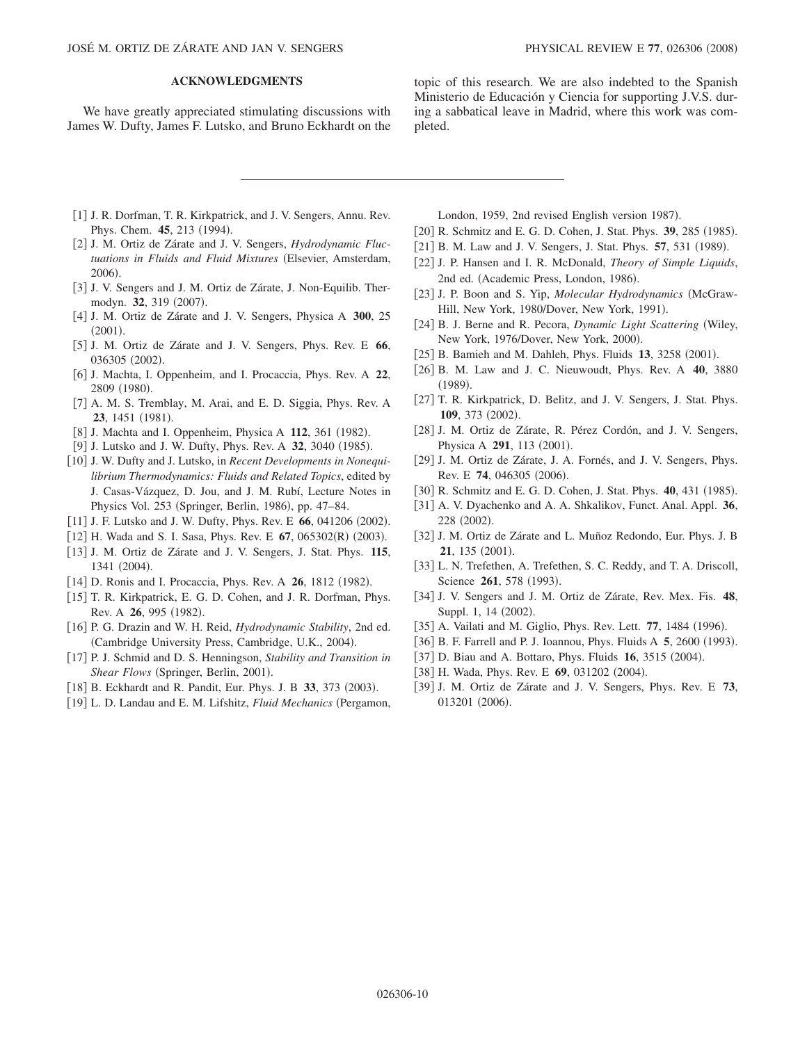## ACKNOWLEDGMENTS

We have greatly appreciated stimulating discussions with James W. Dufty, James F. Lutsko, and Bruno Eckhardt on the topic of this research. We are also indebted to the Spanish Ministerio de Educación y Ciencia for supporting J.V.S. during a sabbatical leave in Madrid, where this work was completed.

---

[1] J. R. Dorfman, T. R. Kirkpatrick, and J. V. Sengers, Annu. Rev. Phys. Chem. **45**, 213 (1994).

[2] J. M. Ortiz de Zárate and J. V. Sengers, *Hydrodynamic Fluctuations in Fluids and Fluid Mixtures* (Elsevier, Amsterdam, 2006).

[3] J. V. Sengers and J. M. Ortiz de Zárate, J. Non-Equilib. Thermodyn. **32**, 319 (2007).

[4] J. M. Ortiz de Zárate and J. V. Sengers, Physica A **300**, 25 (2001).

[5] J. M. Ortiz de Zárate and J. V. Sengers, Phys. Rev. E **66**, 036305 (2002).

[6] J. Machta, I. Oppenheim, and I. Procaccia, Phys. Rev. A **22**, 2809 (1980).

[7] A. M. S. Tremblay, M. Arai, and E. D. Siggia, Phys. Rev. A **23**, 1451 (1981).

[8] J. Machta and I. Oppenheim, Physica A **112**, 361 (1982).

[9] J. Lutsko and J. W. Dufty, Phys. Rev. A **32**, 3040 (1985).

[10] J. W. Dufty and J. Lutsko, in *Recent Developments in Nonequilibrium Thermodynamics: Fluids and Related Topics*, edited by J. Casas-Vázquez, D. Jou, and J. M. Rubí, Lecture Notes in Physics Vol. 253 (Springer, Berlin, 1986), pp. 47–84.

[11] J. F. Lutsko and J. W. Dufty, Phys. Rev. E **66**, 041206 (2002).

[12] H. Wada and S. I. Sasa, Phys. Rev. E **67**, 065302(R) (2003).

[13] J. M. Ortiz de Zárate and J. V. Sengers, J. Stat. Phys. **115**, 1341 (2004).

[14] D. Ronis and I. Procaccia, Phys. Rev. A **26**, 1812 (1982).

[15] T. R. Kirkpatrick, E. G. D. Cohen, and J. R. Dorfman, Phys. Rev. A **26**, 995 (1982).

[16] P. G. Drazin and W. H. Reid, *Hydrodynamic Stability*, 2nd ed. (Cambridge University Press, Cambridge, U.K., 2004).

[17] P. J. Schmid and D. S. Henningson, *Stability and Transition in Shear Flows* (Springer, Berlin, 2001).

[18] B. Eckhardt and R. Pandit, Eur. Phys. J. B **33**, 373 (2003).

[19] L. D. Landau and E. M. Lifshitz, *Fluid Mechanics* (Pergamon, London, 1959, 2nd revised English version 1987).

[20] R. Schmitz and E. G. D. Cohen, J. Stat. Phys. **39**, 285 (1985).

[21] B. M. Law and J. V. Sengers, J. Stat. Phys. **57**, 531 (1989).

[22] J. P. Hansen and I. R. McDonald, *Theory of Simple Liquids*, 2nd ed. (Academic Press, London, 1986).

[23] J. P. Boon and S. Yip, *Molecular Hydrodynamics* (McGraw-Hill, New York, 1980/Dover, New York, 1991).

[24] B. J. Berne and R. Pecora, *Dynamic Light Scattering* (Wiley, New York, 1976/Dover, New York, 2000).

[25] B. Bamieh and M. Dahleh, Phys. Fluids **13**, 3258 (2001).

[26] B. M. Law and J. C. Nieuwoudt, Phys. Rev. A **40**, 3880 (1989).

[27] T. R. Kirkpatrick, D. Belitz, and J. V. Sengers, J. Stat. Phys. **109**, 373 (2002).

[28] J. M. Ortiz de Zárate, R. Pérez Cordón, and J. V. Sengers, Physica A **291**, 113 (2001).

[29] J. M. Ortiz de Zárate, J. A. Fornés, and J. V. Sengers, Phys. Rev. E **74**, 046305 (2006).

[30] R. Schmitz and E. G. D. Cohen, J. Stat. Phys. **40**, 431 (1985).

[31] A. V. Dyachenko and A. A. Shkalikov, Funct. Anal. Appl. **36**, 228 (2002).

[32] J. M. Ortiz de Zárate and L. Muñoz Redondo, Eur. Phys. J. B **21**, 135 (2001).

[33] L. N. Trefethen, A. Trefethen, S. C. Reddy, and T. A. Driscoll, Science **261**, 578 (1993).

[34] J. V. Sengers and J. M. Ortiz de Zárate, Rev. Mex. Fis. **48**, Suppl. 1, 14 (2002).

[35] A. Vailati and M. Giglio, Phys. Rev. Lett. **77**, 1484 (1996).

[36] B. F. Farrell and P. J. Ioannou, Phys. Fluids A **5**, 2600 (1993).

[37] D. Biau and A. Bottaro, Phys. Fluids **16**, 3515 (2004).

[38] H. Wada, Phys. Rev. E **69**, 031202 (2004).

[39] J. M. Ortiz de Zárate and J. V. Sengers, Phys. Rev. E **73**, 013201 (2006).